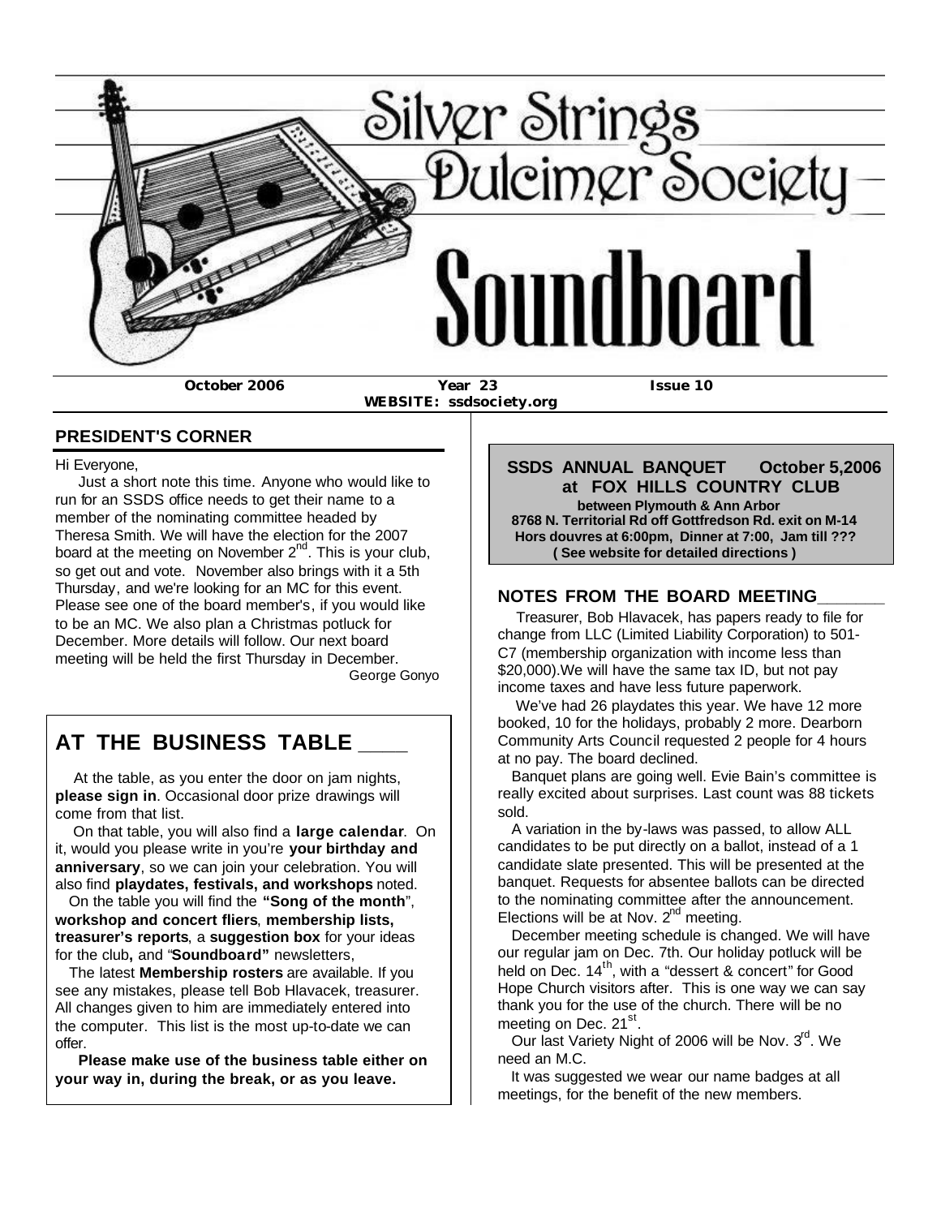# Silver Strings Dulcimer Society Soundboard

**October 2006** **Year 23** **Issue 10**

**WEBSITE: ssdsociety.org**

## PRESIDENT'S CORNER

Hi Everyone,

Just a short note this time. Anyone who would like to run for an SSDS office needs to get their name to a member of the nominating committee headed by Theresa Smith. We will have the election for the 2007 board at the meeting on November 2nd. This is your club, so get out and vote. November also brings with it a 5th Thursday, and we're looking for an MC for this event. Please see one of the board member's, if you would like to be an MC. We also plan a Christmas potluck for December. More details will follow. Our next board meeting will be held the first Thursday in December.

George Gonyo

## AT THE BUSINESS TABLE

At the table, as you enter the door on jam nights, **please sign in**. Occasional door prize drawings will come from that list.

On that table, you will also find a **large calendar**. On it, would you please write in you're **your birthday and anniversary**, so we can join your celebration. You will also find **playdates, festivals, and workshops** noted.

On the table you will find the **"Song of the month"**, **workshop and concert fliers**, **membership lists, treasurer's reports**, a **suggestion box** for your ideas for the club**,** and "**Soundboard"** newsletters,

The latest **Membership rosters** are available. If you see any mistakes, please tell Bob Hlavacek, treasurer. All changes given to him are immediately entered into the computer. This list is the most up-to-date we can offer.

**Please make use of the business table either on your way in, during the break, or as you leave.**

**SSDS ANNUAL BANQUET October 5,2006 at FOX HILLS COUNTRY CLUB**
**between Plymouth & Ann Arbor**
**8768 N. Territorial Rd off Gottfredson Rd. exit on M-14**
**Hors douvres at 6:00pm, Dinner at 7:00, Jam till ???**
**( See website for detailed directions )**

## NOTES FROM THE BOARD MEETING

Treasurer, Bob Hlavacek, has papers ready to file for change from LLC (Limited Liability Corporation) to 501-C7 (membership organization with income less than $20,000).We will have the same tax ID, but not pay income taxes and have less future paperwork.

We've had 26 playdates this year. We have 12 more booked, 10 for the holidays, probably 2 more. Dearborn Community Arts Council requested 2 people for 4 hours at no pay. The board declined.

Banquet plans are going well. Evie Bain's committee is really excited about surprises. Last count was 88 tickets sold.

A variation in the by-laws was passed, to allow ALL candidates to be put directly on a ballot, instead of a 1 candidate slate presented. This will be presented at the banquet. Requests for absentee ballots can be directed to the nominating committee after the announcement. Elections will be at Nov. 2nd meeting.

December meeting schedule is changed. We will have our regular jam on Dec. 7th. Our holiday potluck will be held on Dec. 14th, with a "dessert & concert" for Good Hope Church visitors after. This is one way we can say thank you for the use of the church. There will be no meeting on Dec. 21st.

Our last Variety Night of 2006 will be Nov. 3rd. We need an M.C.

It was suggested we wear our name badges at all meetings, for the benefit of the new members.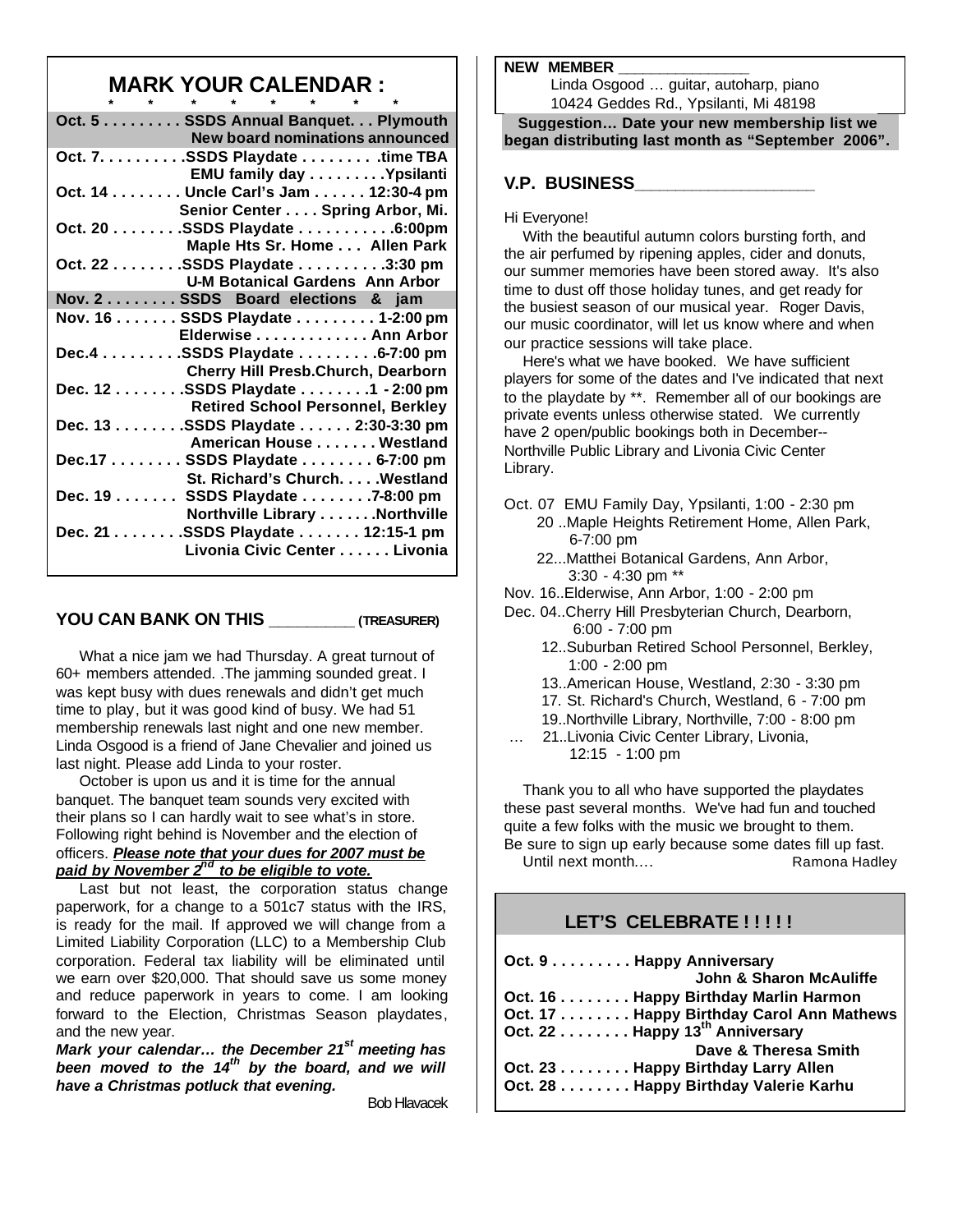## MARK YOUR CALENDAR :

\* \* \* \* \* \* \* \*

**Oct. 5 . . . . . . . . . SSDS Annual Banquet. . . Plymouth**
**New board nominations announced**

**Oct. 7. . . . . . . . . .SSDS Playdate . . . . . . . . .time TBA**
**EMU family day . . . . . . . . .Ypsilanti**

**Oct. 14 . . . . . . . . Uncle Carl's Jam . . . . . . 12:30-4 pm**
**Senior Center . . . . Spring Arbor, Mi.**

**Oct. 20 . . . . . . . .SSDS Playdate . . . . . . . . . . .6:00pm**
**Maple Hts Sr. Home . . . Allen Park**

**Oct. 22 . . . . . . . .SSDS Playdate . . . . . . . . . .3:30 pm**
**U-M Botanical Gardens Ann Arbor**

**Nov. 2 . . . . . . . . SSDS Board elections & jam**

**Nov. 16 . . . . . . . SSDS Playdate . . . . . . . . . 1-2:00 pm**
**Elderwise . . . . . . . . . . . . . Ann Arbor**

**Dec.4 . . . . . . . . .SSDS Playdate . . . . . . . . .6-7:00 pm**
**Cherry Hill Presb.Church, Dearborn**

**Dec. 12 . . . . . . . .SSDS Playdate . . . . . . . .1 - 2:00 pm**
**Retired School Personnel, Berkley**

**Dec. 13 . . . . . . . .SSDS Playdate . . . . . . 2:30-3:30 pm**
**American House . . . . . . . Westland**

**Dec.17 . . . . . . . . SSDS Playdate . . . . . . . . 6-7:00 pm**
**St. Richard's Church. . . . .Westland**

**Dec. 19 . . . . . . . SSDS Playdate . . . . . . . .7-8:00 pm**
**Northville Library . . . . . . .Northville**

**Dec. 21 . . . . . . . .SSDS Playdate . . . . . . . 12:15-1 pm**
**Livonia Civic Center . . . . . . Livonia**

### YOU CAN BANK ON THIS __________ (TREASURER)

What a nice jam we had Thursday. A great turnout of 60+ members attended. .The jamming sounded great. I was kept busy with dues renewals and didn't get much time to play, but it was good kind of busy. We had 51 membership renewals last night and one new member. Linda Osgood is a friend of Jane Chevalier and joined us last night. Please add Linda to your roster.

October is upon us and it is time for the annual banquet. The banquet team sounds very excited with their plans so I can hardly wait to see what's in store. Following right behind is November and the election of officers. ***Please note that your dues for 2007 must be paid by November 2nd to be eligible to vote.***

Last but not least, the corporation status change paperwork, for a change to a 501c7 status with the IRS, is ready for the mail. If approved we will change from a Limited Liability Corporation (LLC) to a Membership Club corporation. Federal tax liability will be eliminated until we earn over $20,000. That should save us some money and reduce paperwork in years to come. I am looking forward to the Election, Christmas Season playdates, and the new year.

***Mark your calendar… the December 21st meeting has been moved to the 14th by the board, and we will have a Christmas potluck that evening.***

Bob Hlavacek

**NEW MEMBER ______________**

Linda Osgood … guitar, autoharp, piano
10424 Geddes Rd., Ypsilanti, Mi 48198

**Suggestion… Date your new membership list we began distributing last month as "September 2006".**

### V.P. BUSINESS__________________

Hi Everyone!

With the beautiful autumn colors bursting forth, and the air perfumed by ripening apples, cider and donuts, our summer memories have been stored away. It's also time to dust off those holiday tunes, and get ready for the busiest season of our musical year. Roger Davis, our music coordinator, will let us know where and when our practice sessions will take place.

Here's what we have booked. We have sufficient players for some of the dates and I've indicated that next to the playdate by **. Remember all of our bookings are private events unless otherwise stated. We currently have 2 open/public bookings both in December-- Northville Public Library and Livonia Civic Center Library.

Oct. 07 EMU Family Day, Ypsilanti, 1:00 - 2:30 pm
20 ..Maple Heights Retirement Home, Allen Park, 6-7:00 pm
22...Matthei Botanical Gardens, Ann Arbor, 3:30 - 4:30 pm **
Nov. 16..Elderwise, Ann Arbor, 1:00 - 2:00 pm
Dec. 04..Cherry Hill Presbyterian Church, Dearborn, 6:00 - 7:00 pm
12..Suburban Retired School Personnel, Berkley, 1:00 - 2:00 pm
13..American House, Westland, 2:30 - 3:30 pm
17. St. Richard's Church, Westland, 6 - 7:00 pm
19..Northville Library, Northville, 7:00 - 8:00 pm
… 21..Livonia Civic Center Library, Livonia, 12:15 - 1:00 pm

Thank you to all who have supported the playdates these past several months. We've had fun and touched quite a few folks with the music we brought to them. Be sure to sign up early because some dates fill up fast.
Until next month.… Ramona Hadley

### LET'S CELEBRATE ! ! ! ! !

**Oct. 9 . . . . . . . . . Happy Anniversary**
**John & Sharon McAuliffe**
**Oct. 16 . . . . . . . . Happy Birthday Marlin Harmon**
**Oct. 17 . . . . . . . . Happy Birthday Carol Ann Mathews**
**Oct. 22 . . . . . . . . Happy 13th Anniversary**
**Dave & Theresa Smith**
**Oct. 23 . . . . . . . . Happy Birthday Larry Allen**
**Oct. 28 . . . . . . . . Happy Birthday Valerie Karhu**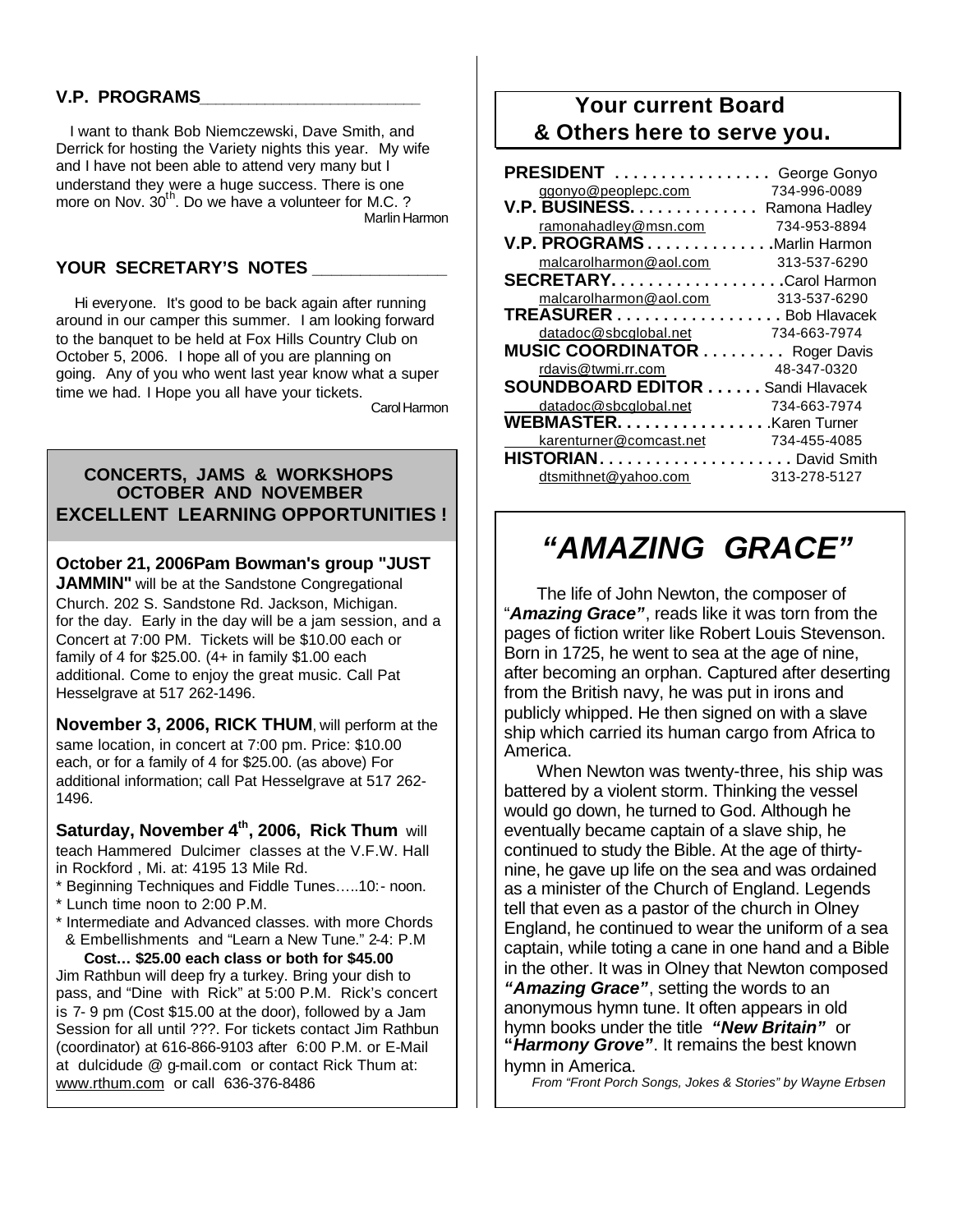## V.P. PROGRAMS

I want to thank Bob Niemczewski, Dave Smith, and Derrick for hosting the Variety nights this year. My wife and I have not been able to attend very many but I understand they were a huge success. There is one more on Nov. 30th. Do we have a volunteer for M.C. ?

Marlin Harmon

## YOUR SECRETARY'S NOTES

Hi everyone. It's good to be back again after running around in our camper this summer. I am looking forward to the banquet to be held at Fox Hills Country Club on October 5, 2006. I hope all of you are planning on going. Any of you who went last year know what a super time we had. I Hope you all have your tickets.

Carol Harmon

## CONCERTS, JAMS & WORKSHOPS OCTOBER AND NOVEMBER EXCELLENT LEARNING OPPORTUNITIES !

**October 21, 2006Pam Bowman's group "JUST JAMMIN"** will be at the Sandstone Congregational Church. 202 S. Sandstone Rd. Jackson, Michigan. for the day. Early in the day will be a jam session, and a Concert at 7:00 PM. Tickets will be $10.00 each or family of 4 for $25.00. (4+ in family $1.00 each additional. Come to enjoy the great music. Call Pat Hesselgrave at 517 262-1496.

**November 3, 2006, RICK THUM**, will perform at the same location, in concert at 7:00 pm. Price: $10.00 each, or for a family of 4 for $25.00. (as above) For additional information; call Pat Hesselgrave at 517 262-1496.

**Saturday, November 4th, 2006, Rick Thum** will teach Hammered Dulcimer classes at the V.F.W. Hall in Rockford , Mi. at: 4195 13 Mile Rd.

* Beginning Techniques and Fiddle Tunes…..10:- noon.
* Lunch time noon to 2:00 P.M.
* Intermediate and Advanced classes. with more Chords & Embellishments and "Learn a New Tune." 2-4: P.M

**Cost… $25.00 each class or both for $45.00**

Jim Rathbun will deep fry a turkey. Bring your dish to pass, and "Dine with Rick" at 5:00 P.M. Rick's concert is 7- 9 pm (Cost $15.00 at the door), followed by a Jam Session for all until ???. For tickets contact Jim Rathbun (coordinator) at 616-866-9103 after 6:00 P.M. or E-Mail at dulcidude @ g-mail.com or contact Rick Thum at: www.rthum.com or call 636-376-8486

## Your current Board & Others here to serve you.

| | | |
|---|---|---|
| **PRESIDENT** | George Gonyo | |
| ggonyo@peoplepc.com | | 734-996-0089 |
| **V.P. BUSINESS** | Ramona Hadley | |
| ramonahadley@msn.com | | 734-953-8894 |
| **V.P. PROGRAMS** | Marlin Harmon | |
| malcarolharmon@aol.com | | 313-537-6290 |
| **SECRETARY** | Carol Harmon | |
| malcarolharmon@aol.com | | 313-537-6290 |
| **TREASURER** | Bob Hlavacek | |
| datadoc@sbcglobal.net | | 734-663-7974 |
| **MUSIC COORDINATOR** | Roger Davis | |
| rdavis@twmi.rr.com | | 48-347-0320 |
| **SOUNDBOARD EDITOR** | Sandi Hlavacek | |
| datadoc@sbcglobal.net | | 734-663-7974 |
| **WEBMASTER** | Karen Turner | |
| karenturner@comcast.net | | 734-455-4085 |
| **HISTORIAN** | David Smith | |
| dtsmithnet@yahoo.com | | 313-278-5127 |

# *"AMAZING GRACE"*

The life of John Newton, the composer of "***Amazing Grace"***, reads like it was torn from the pages of fiction writer like Robert Louis Stevenson. Born in 1725, he went to sea at the age of nine, after becoming an orphan. Captured after deserting from the British navy, he was put in irons and publicly whipped. He then signed on with a slave ship which carried its human cargo from Africa to America.

When Newton was twenty-three, his ship was battered by a violent storm. Thinking the vessel would go down, he turned to God. Although he eventually became captain of a slave ship, he continued to study the Bible. At the age of thirty-nine, he gave up life on the sea and was ordained as a minister of the Church of England. Legends tell that even as a pastor of the church in Olney England, he continued to wear the uniform of a sea captain, while toting a cane in one hand and a Bible in the other. It was in Olney that Newton composed ***"Amazing Grace"***, setting the words to an anonymous hymn tune. It often appears in old hymn books under the title ***"New Britain"*** or **"*Harmony Grove"***. It remains the best known hymn in America.

*From "Front Porch Songs, Jokes & Stories" by Wayne Erbsen*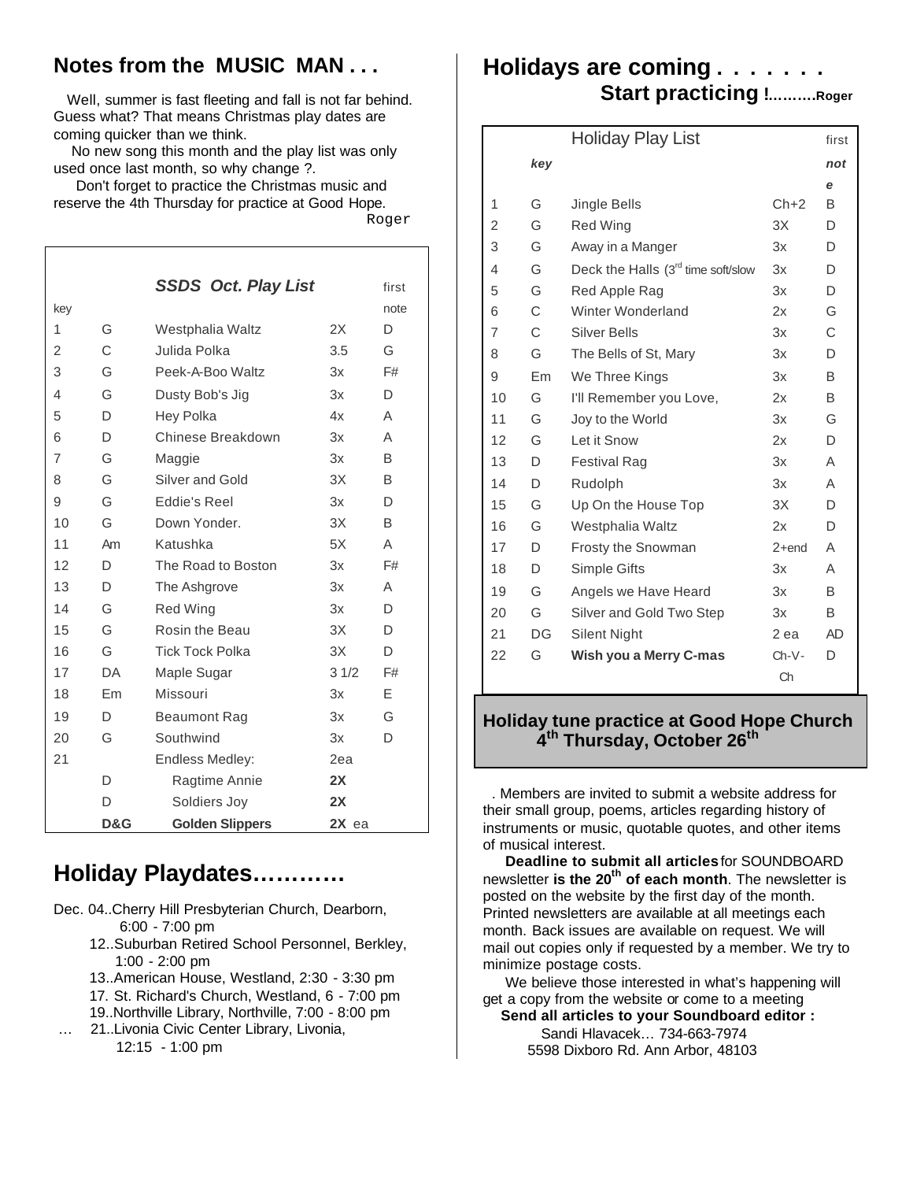## Notes from the MUSIC MAN . . .

Well, summer is fast fleeting and fall is not far behind. Guess what? That means Christmas play dates are coming quicker than we think.

No new song this month and the play list was only used once last month, so why change ?.

Don't forget to practice the Christmas music and reserve the 4th Thursday for practice at Good Hope.

Roger

| key | | *SSDS Oct. Play List* | | first note |
|---|---|---|---|---|
| 1 | G | Westphalia Waltz | 2X | D |
| 2 | C | Julida Polka | 3.5 | G |
| 3 | G | Peek-A-Boo Waltz | 3x | F# |
| 4 | G | Dusty Bob's Jig | 3x | D |
| 5 | D | Hey Polka | 4x | A |
| 6 | D | Chinese Breakdown | 3x | A |
| 7 | G | Maggie | 3x | B |
| 8 | G | Silver and Gold | 3X | B |
| 9 | G | Eddie's Reel | 3x | D |
| 10 | G | Down Yonder. | 3X | B |
| 11 | Am | Katushka | 5X | A |
| 12 | D | The Road to Boston | 3x | F# |
| 13 | D | The Ashgrove | 3x | A |
| 14 | G | Red Wing | 3x | D |
| 15 | G | Rosin the Beau | 3X | D |
| 16 | G | Tick Tock Polka | 3X | D |
| 17 | DA | Maple Sugar | 3 1/2 | F# |
| 18 | Em | Missouri | 3x | E |
| 19 | D | Beaumont Rag | 3x | G |
| 20 | G | Southwind | 3x | D |
| 21 | | Endless Medley: | 2ea | |
| | D | Ragtime Annie | **2X** | |
| | D | Soldiers Joy | **2X** | |
| | **D&G** | **Golden Slippers** | **2X** ea | |

## Holiday Playdates…………

Dec. 04..Cherry Hill Presbyterian Church, Dearborn, 6:00 - 7:00 pm
12..Suburban Retired School Personnel, Berkley, 1:00 - 2:00 pm
13..American House, Westland, 2:30 - 3:30 pm
17. St. Richard's Church, Westland, 6 - 7:00 pm
19..Northville Library, Northville, 7:00 - 8:00 pm
… 21..Livonia Civic Center Library, Livonia, 12:15 - 1:00 pm

## Holidays are coming . . . . . . .
### Start practicing !………Roger

| | key | Holiday Play List | | first note |
|---|---|---|---|---|
| 1 | G | Jingle Bells | Ch+2 | B |
| 2 | G | Red Wing | 3X | D |
| 3 | G | Away in a Manger | 3x | D |
| 4 | G | Deck the Halls (3rd time soft/slow | 3x | D |
| 5 | G | Red Apple Rag | 3x | D |
| 6 | C | Winter Wonderland | 2x | G |
| 7 | C | Silver Bells | 3x | C |
| 8 | G | The Bells of St, Mary | 3x | D |
| 9 | Em | We Three Kings | 3x | B |
| 10 | G | I'll Remember you Love, | 2x | B |
| 11 | G | Joy to the World | 3x | G |
| 12 | G | Let it Snow | 2x | D |
| 13 | D | Festival Rag | 3x | A |
| 14 | D | Rudolph | 3x | A |
| 15 | G | Up On the House Top | 3X | D |
| 16 | G | Westphalia Waltz | 2x | D |
| 17 | D | Frosty the Snowman | 2+end | A |
| 18 | D | Simple Gifts | 3x | A |
| 19 | G | Angels we Have Heard | 3x | B |
| 20 | G | Silver and Gold Two Step | 3x | B |
| 21 | DG | Silent Night | 2 ea | AD |
| 22 | G | **Wish you a Merry C-mas** | Ch-V-Ch | D |

**Holiday tune practice at Good Hope Church 4th Thursday, October 26th**

. Members are invited to submit a website address for their small group, poems, articles regarding history of instruments or music, quotable quotes, and other items of musical interest.

**Deadline to submit all articles** for SOUNDBOARD newsletter **is the 20th of each month**. The newsletter is posted on the website by the first day of the month. Printed newsletters are available at all meetings each month. Back issues are available on request. We will mail out copies only if requested by a member. We try to minimize postage costs.

We believe those interested in what's happening will get a copy from the website or come to a meeting

**Send all articles to your Soundboard editor :**
Sandi Hlavacek… 734-663-7974
5598 Dixboro Rd. Ann Arbor, 48103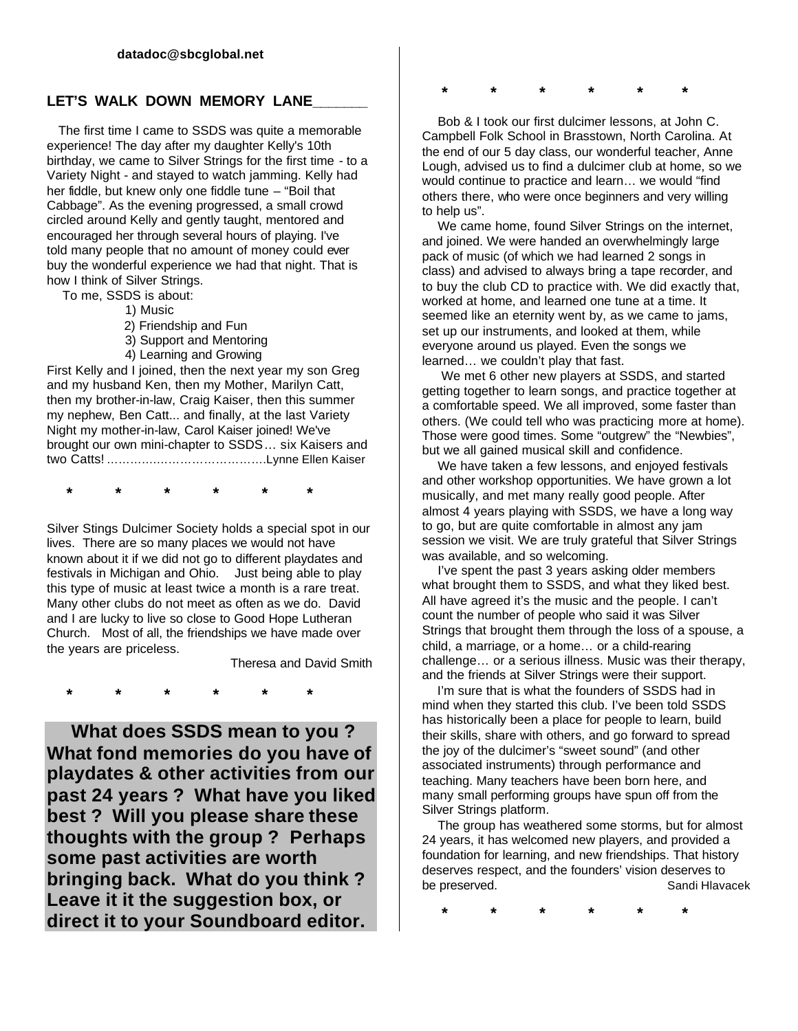datadoc@sbcglobal.net

## LET'S WALK DOWN MEMORY LANE______

The first time I came to SSDS was quite a memorable experience! The day after my daughter Kelly's 10th birthday, we came to Silver Strings for the first time - to a Variety Night - and stayed to watch jamming. Kelly had her fiddle, but knew only one fiddle tune – "Boil that Cabbage". As the evening progressed, a small crowd circled around Kelly and gently taught, mentored and encouraged her through several hours of playing. I've told many people that no amount of money could ever buy the wonderful experience we had that night. That is how I think of Silver Strings.

To me, SSDS is about:

1) Music
2) Friendship and Fun
3) Support and Mentoring
4) Learning and Growing

First Kelly and I joined, then the next year my son Greg and my husband Ken, then my Mother, Marilyn Catt, then my brother-in-law, Craig Kaiser, then this summer my nephew, Ben Catt... and finally, at the last Variety Night my mother-in-law, Carol Kaiser joined! We've brought our own mini-chapter to SSDS… six Kaisers and two Catts! ……….……………………….Lynne Ellen Kaiser

\*  \*  \*  \*  \*  \*

Silver Stings Dulcimer Society holds a special spot in our lives. There are so many places we would not have known about it if we did not go to different playdates and festivals in Michigan and Ohio. Just being able to play this type of music at least twice a month is a rare treat. Many other clubs do not meet as often as we do. David and I are lucky to live so close to Good Hope Lutheran Church. Most of all, the friendships we have made over the years are priceless.

Theresa and David Smith

\*  \*  \*  \*  \*  \*

**What does SSDS mean to you ? What fond memories do you have of playdates & other activities from our past 24 years ? What have you liked best ? Will you please share these thoughts with the group ? Perhaps some past activities are worth bringing back. What do you think ? Leave it it the suggestion box, or direct it to your Soundboard editor.**

\*  \*  \*  \*  \*  \*

Bob & I took our first dulcimer lessons, at John C. Campbell Folk School in Brasstown, North Carolina. At the end of our 5 day class, our wonderful teacher, Anne Lough, advised us to find a dulcimer club at home, so we would continue to practice and learn… we would "find others there, who were once beginners and very willing to help us".

We came home, found Silver Strings on the internet, and joined. We were handed an overwhelmingly large pack of music (of which we had learned 2 songs in class) and advised to always bring a tape recorder, and to buy the club CD to practice with. We did exactly that, worked at home, and learned one tune at a time. It seemed like an eternity went by, as we came to jams, set up our instruments, and looked at them, while everyone around us played. Even the songs we learned… we couldn't play that fast.

We met 6 other new players at SSDS, and started getting together to learn songs, and practice together at a comfortable speed. We all improved, some faster than others. (We could tell who was practicing more at home). Those were good times. Some "outgrew" the "Newbies", but we all gained musical skill and confidence.

We have taken a few lessons, and enjoyed festivals and other workshop opportunities. We have grown a lot musically, and met many really good people. After almost 4 years playing with SSDS, we have a long way to go, but are quite comfortable in almost any jam session we visit. We are truly grateful that Silver Strings was available, and so welcoming.

I've spent the past 3 years asking older members what brought them to SSDS, and what they liked best. All have agreed it's the music and the people. I can't count the number of people who said it was Silver Strings that brought them through the loss of a spouse, a child, a marriage, or a home… or a child-rearing challenge… or a serious illness. Music was their therapy, and the friends at Silver Strings were their support.

I'm sure that is what the founders of SSDS had in mind when they started this club. I've been told SSDS has historically been a place for people to learn, build their skills, share with others, and go forward to spread the joy of the dulcimer's "sweet sound" (and other associated instruments) through performance and teaching. Many teachers have been born here, and many small performing groups have spun off from the Silver Strings platform.

The group has weathered some storms, but for almost 24 years, it has welcomed new players, and provided a foundation for learning, and new friendships. That history deserves respect, and the founders' vision deserves to be preserved. Sandi Hlavacek

\*  \*  \*  \*  \*  \*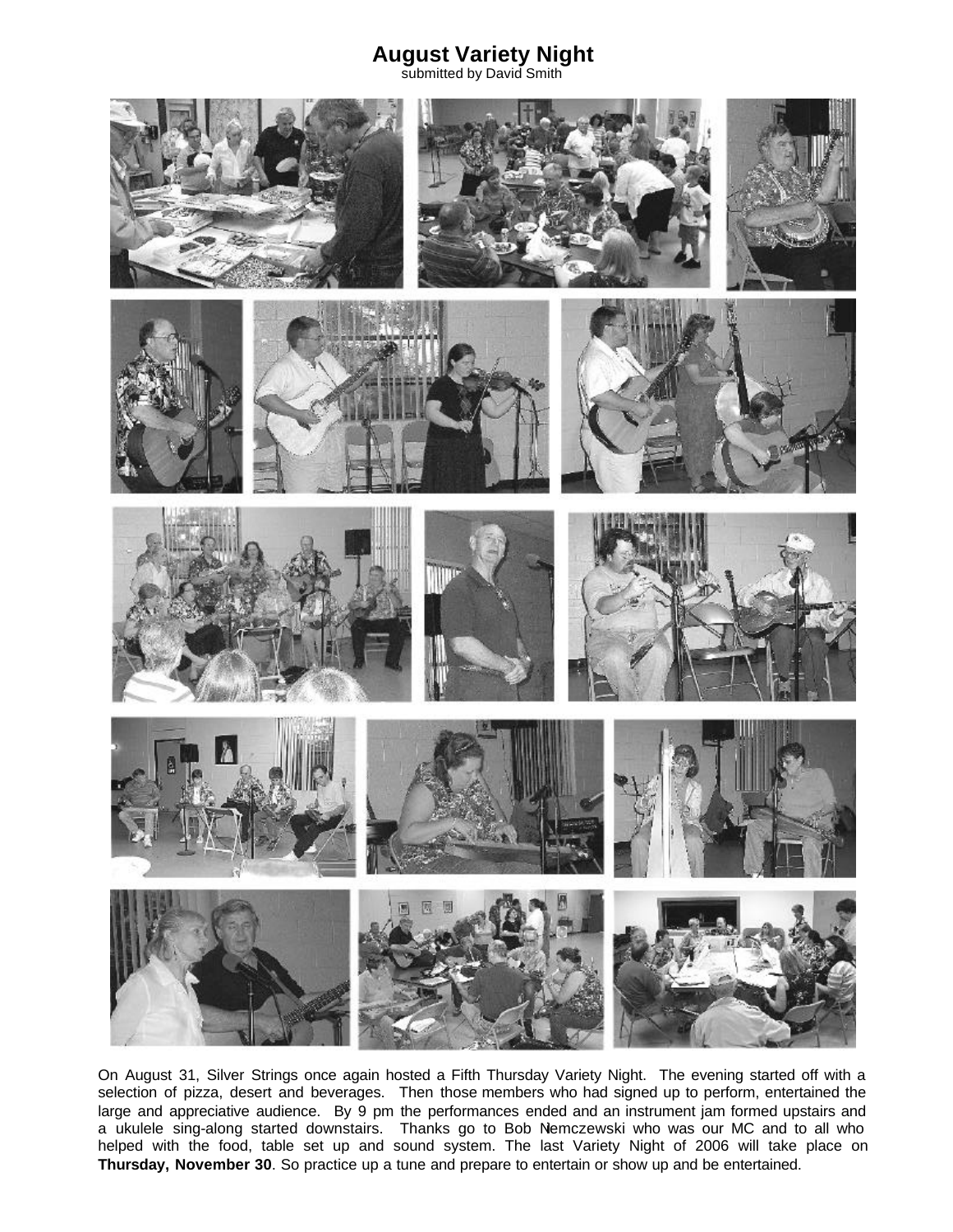# August Variety Night

submitted by David Smith

On August 31, Silver Strings once again hosted a Fifth Thursday Variety Night. The evening started off with a selection of pizza, desert and beverages. Then those members who had signed up to perform, entertained the large and appreciative audience. By 9 pm the performances ended and an instrument jam formed upstairs and a ukulele sing-along started downstairs. Thanks go to Bob Nemczewski who was our MC and to all who helped with the food, table set up and sound system. The last Variety Night of 2006 will take place on **Thursday, November 30**. So practice up a tune and prepare to entertain or show up and be entertained.